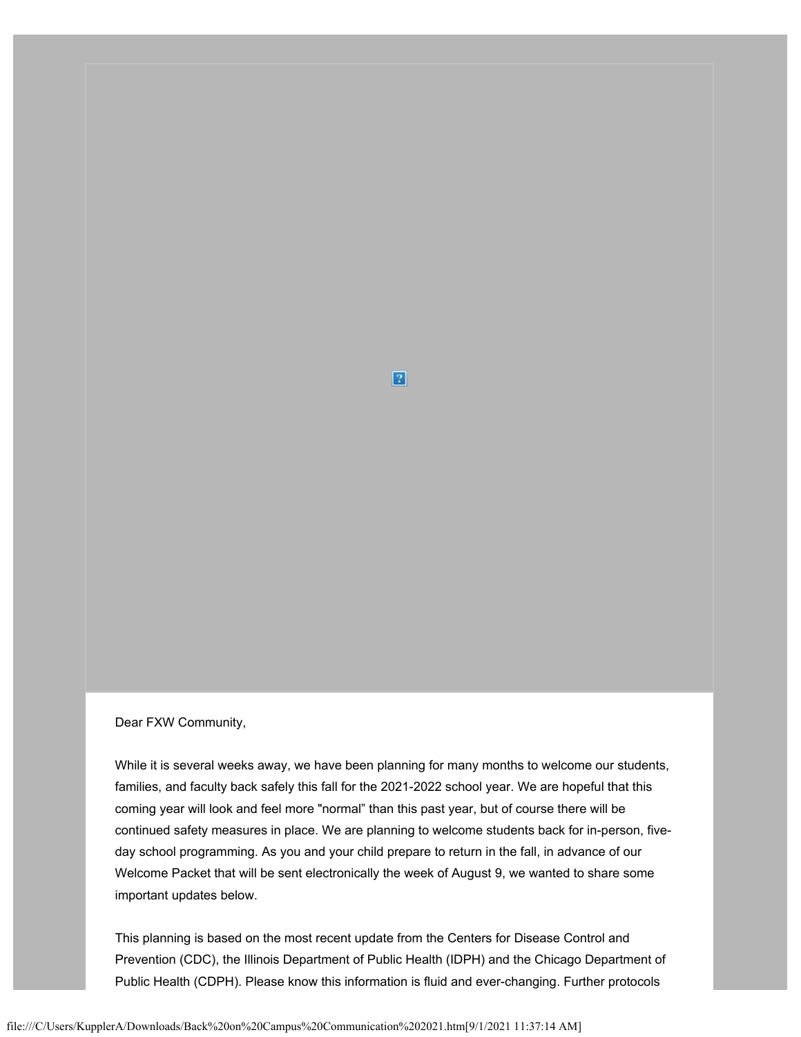Dear FXW Community,

While it is several weeks away, we have been planning for many months to welcome our students, families, and faculty back safely this fall for the 2021-2022 school year. We are hopeful that this coming year will look and feel more "normal" than this past year, but of course there will be continued safety measures in place. We are planning to welcome students back for in-person, five-day school programming. As you and your child prepare to return in the fall, in advance of our Welcome Packet that will be sent electronically the week of August 9, we wanted to share some important updates below.

This planning is based on the most recent update from the Centers for Disease Control and Prevention (CDC), the Illinois Department of Public Health (IDPH) and the Chicago Department of Public Health (CDPH). Please know this information is fluid and ever-changing. Further protocols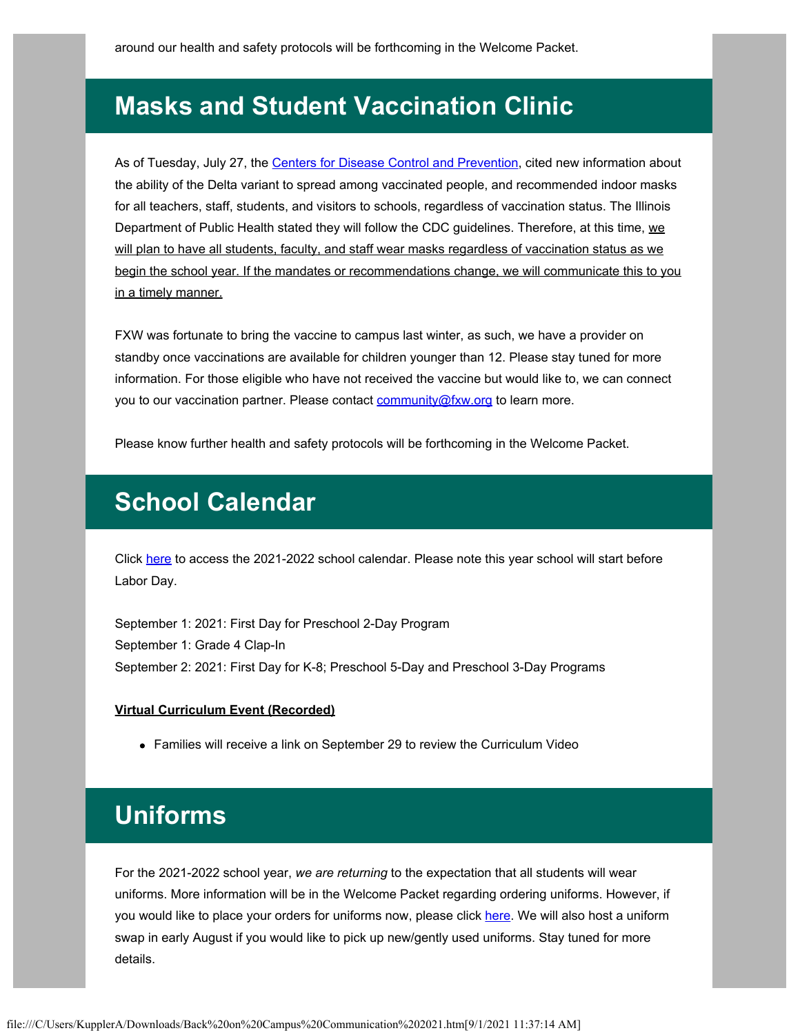around our health and safety protocols will be forthcoming in the Welcome Packet.

## Masks and Student Vaccination Clinic

As of Tuesday, July 27, the Centers for Disease Control and Prevention, cited new information about the ability of the Delta variant to spread among vaccinated people, and recommended indoor masks for all teachers, staff, students, and visitors to schools, regardless of vaccination status. The Illinois Department of Public Health stated they will follow the CDC guidelines. Therefore, at this time, <u>we will plan to have all students, faculty, and staff wear masks regardless of vaccination status as we begin the school year. If the mandates or recommendations change, we will communicate this to you in a timely manner.</u>

FXW was fortunate to bring the vaccine to campus last winter, as such, we have a provider on standby once vaccinations are available for children younger than 12. Please stay tuned for more information. For those eligible who have not received the vaccine but would like to, we can connect you to our vaccination partner. Please contact community@fxw.org to learn more.

Please know further health and safety protocols will be forthcoming in the Welcome Packet.

## School Calendar

Click here to access the 2021-2022 school calendar. Please note this year school will start before Labor Day.

September 1: 2021: First Day for Preschool 2-Day Program
September 1: Grade 4 Clap-In
September 2: 2021: First Day for K-8; Preschool 5-Day and Preschool 3-Day Programs

**<u>Virtual Curriculum Event (Recorded)</u>**

- Families will receive a link on September 29 to review the Curriculum Video

## Uniforms

For the 2021-2022 school year, *we are returning* to the expectation that all students will wear uniforms. More information will be in the Welcome Packet regarding ordering uniforms. However, if you would like to place your orders for uniforms now, please click here. We will also host a uniform swap in early August if you would like to pick up new/gently used uniforms. Stay tuned for more details.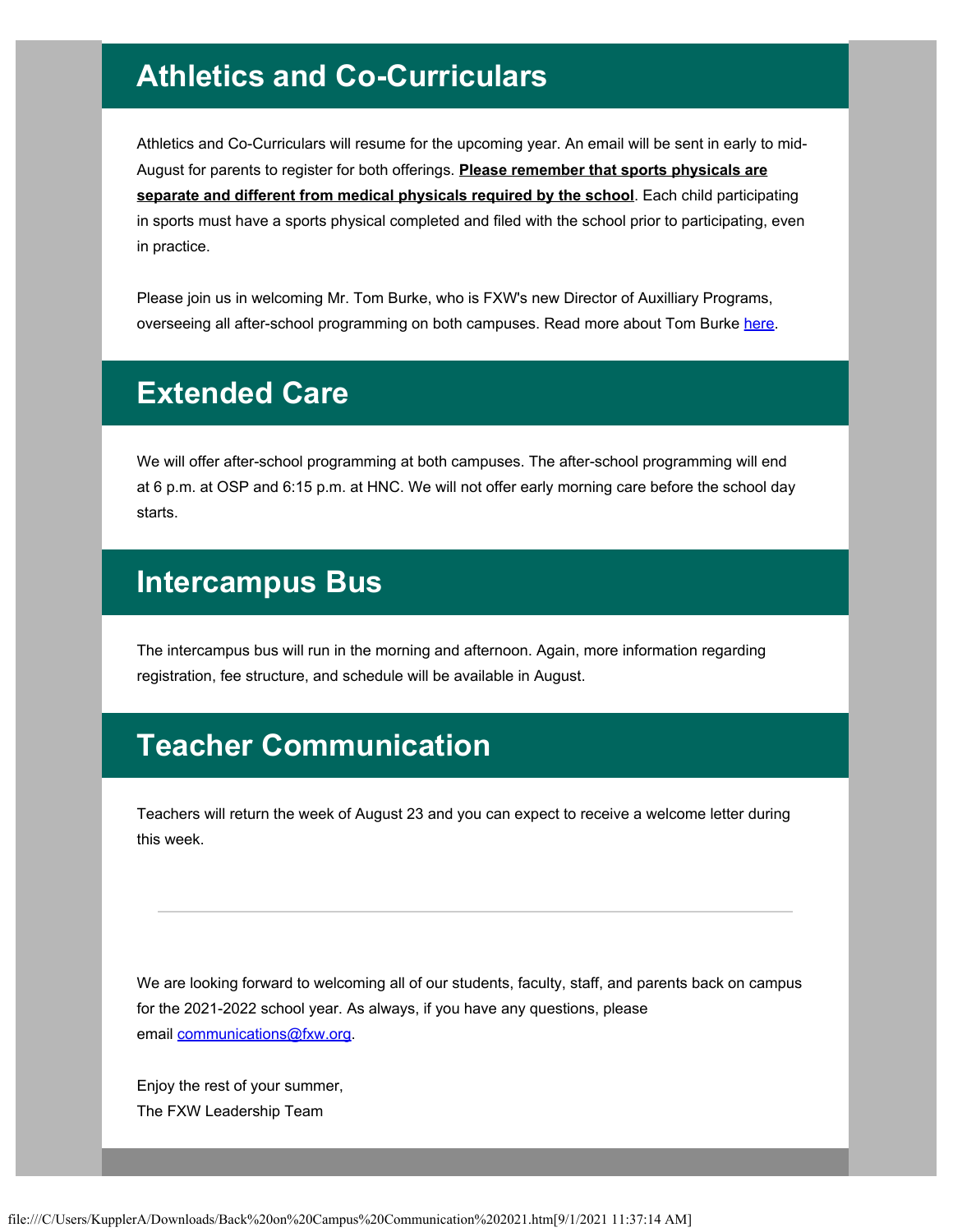## Athletics and Co-Curriculars

Athletics and Co-Curriculars will resume for the upcoming year. An email will be sent in early to mid-August for parents to register for both offerings. **Please remember that sports physicals are separate and different from medical physicals required by the school**. Each child participating in sports must have a sports physical completed and filed with the school prior to participating, even in practice.

Please join us in welcoming Mr. Tom Burke, who is FXW's new Director of Auxilliary Programs, overseeing all after-school programming on both campuses. Read more about Tom Burke here.

## Extended Care

We will offer after-school programming at both campuses. The after-school programming will end at 6 p.m. at OSP and 6:15 p.m. at HNC. We will not offer early morning care before the school day starts.

## Intercampus Bus

The intercampus bus will run in the morning and afternoon. Again, more information regarding registration, fee structure, and schedule will be available in August.

## Teacher Communication

Teachers will return the week of August 23 and you can expect to receive a welcome letter during this week.

---

We are looking forward to welcoming all of our students, faculty, staff, and parents back on campus for the 2021-2022 school year. As always, if you have any questions, please email communications@fxw.org.

Enjoy the rest of your summer,
The FXW Leadership Team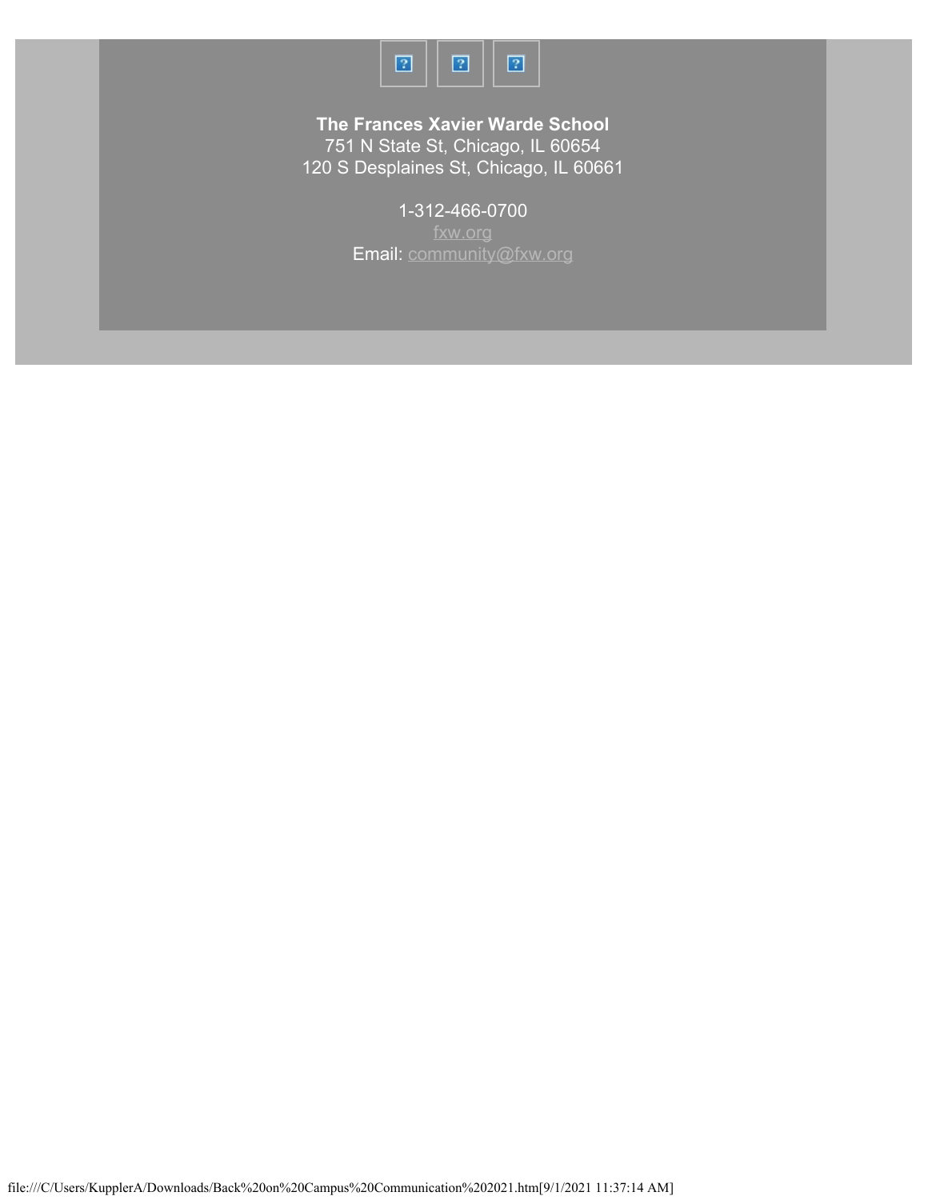**The Frances Xavier Warde School**
751 N State St, Chicago, IL 60654
120 S Desplaines St, Chicago, IL 60661

1-312-466-0700
fxw.org
Email: community@fxw.org